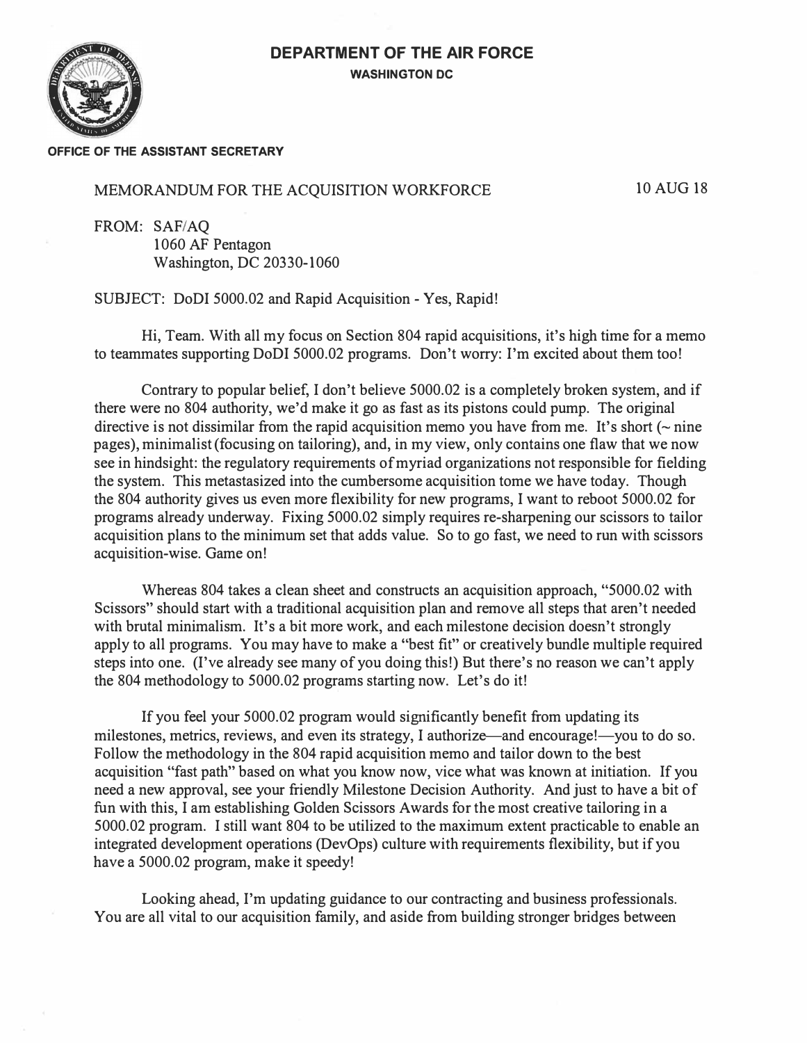**DEPARTMENT OF THE AIR FORCE**
**WASHINGTON DC**

**OFFICE OF THE ASSISTANT SECRETARY**

MEMORANDUM FOR THE ACQUISITION WORKFORCE

10 AUG 18

FROM: SAF/AQ
1060 AF Pentagon
Washington, DC 20330-1060

SUBJECT: DoDI 5000.02 and Rapid Acquisition - Yes, Rapid!

Hi, Team. With all my focus on Section 804 rapid acquisitions, it's high time for a memo to teammates supporting DoDI 5000.02 programs. Don't worry: I'm excited about them too!

Contrary to popular belief, I don't believe 5000.02 is a completely broken system, and if there were no 804 authority, we'd make it go as fast as its pistons could pump. The original directive is not dissimilar from the rapid acquisition memo you have from me. It's short (~ nine pages), minimalist (focusing on tailoring), and, in my view, only contains one flaw that we now see in hindsight: the regulatory requirements of myriad organizations not responsible for fielding the system. This metastasized into the cumbersome acquisition tome we have today. Though the 804 authority gives us even more flexibility for new programs, I want to reboot 5000.02 for programs already underway. Fixing 5000.02 simply requires re-sharpening our scissors to tailor acquisition plans to the minimum set that adds value. So to go fast, we need to run with scissors acquisition-wise. Game on!

Whereas 804 takes a clean sheet and constructs an acquisition approach, "5000.02 with Scissors" should start with a traditional acquisition plan and remove all steps that aren't needed with brutal minimalism. It's a bit more work, and each milestone decision doesn't strongly apply to all programs. You may have to make a "best fit" or creatively bundle multiple required steps into one. (I've already see many of you doing this!) But there's no reason we can't apply the 804 methodology to 5000.02 programs starting now. Let's do it!

If you feel your 5000.02 program would significantly benefit from updating its milestones, metrics, reviews, and even its strategy, I authorize—and encourage!—you to do so. Follow the methodology in the 804 rapid acquisition memo and tailor down to the best acquisition "fast path" based on what you know now, vice what was known at initiation. If you need a new approval, see your friendly Milestone Decision Authority. And just to have a bit of fun with this, I am establishing Golden Scissors Awards for the most creative tailoring in a 5000.02 program. I still want 804 to be utilized to the maximum extent practicable to enable an integrated development operations (DevOps) culture with requirements flexibility, but if you have a 5000.02 program, make it speedy!

Looking ahead, I'm updating guidance to our contracting and business professionals. You are all vital to our acquisition family, and aside from building stronger bridges between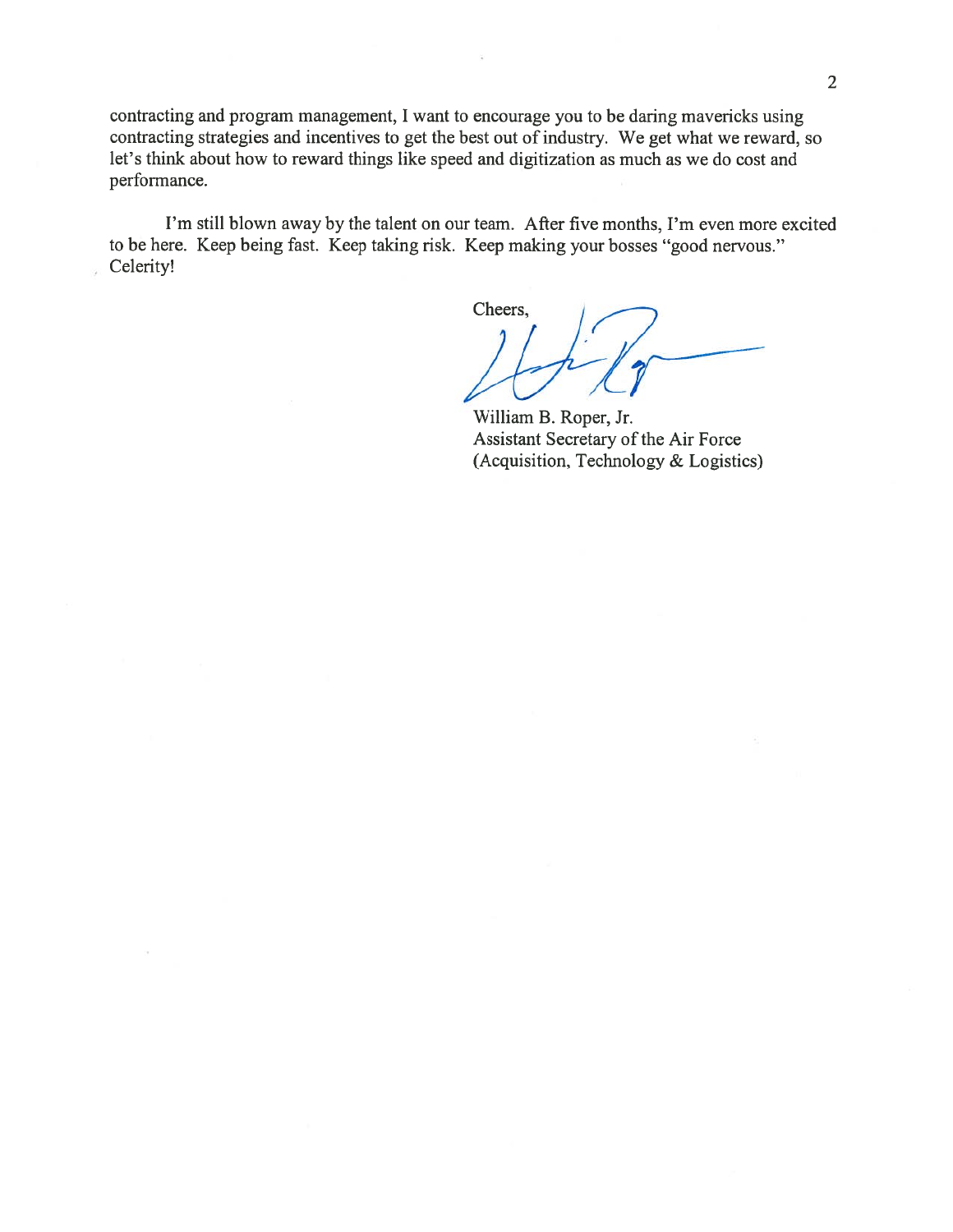contracting and program management, I want to encourage you to be daring mavericks using contracting strategies and incentives to get the best out of industry. We get what we reward, so let's think about how to reward things like speed and digitization as much as we do cost and performance.

I'm still blown away by the talent on our team. After five months, I'm even more excited to be here. Keep being fast. Keep taking risk. Keep making your bosses "good nervous." Celerity!

Cheers,

William B. Roper, Jr.
Assistant Secretary of the Air Force
(Acquisition, Technology & Logistics)